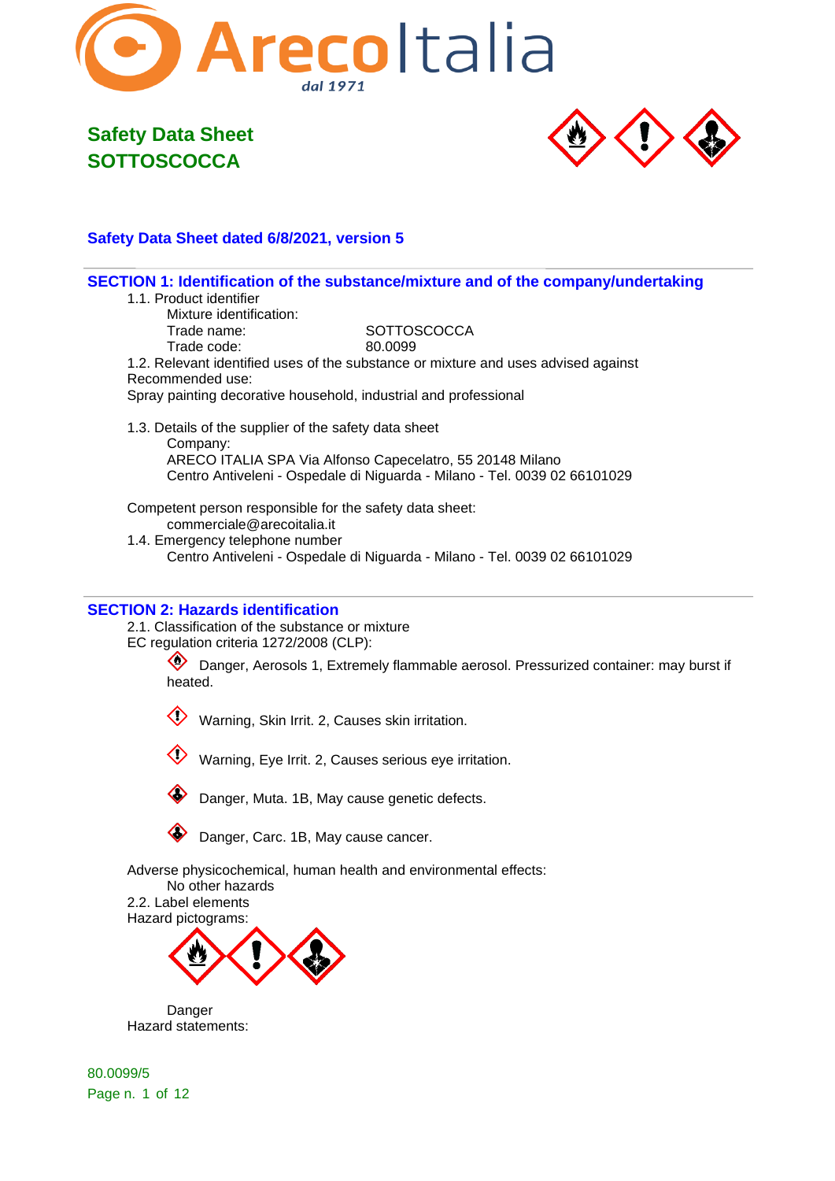# Safety Data Sheet
# SOTTOSCOCCA

**Safety Data Sheet dated 6/8/2021, version 5**

## SECTION 1: Identification of the substance/mixture and of the company/undertaking

1.1. Product identifier

Mixture identification:

Trade name: SOTTOSCOCCA

Trade code: 80.0099

1.2. Relevant identified uses of the substance or mixture and uses advised against

Recommended use:

Spray painting decorative household, industrial and professional

1.3. Details of the supplier of the safety data sheet

Company:

ARECO ITALIA SPA Via Alfonso Capecelatro, 55 20148 Milano

Centro Antiveleni - Ospedale di Niguarda - Milano - Tel. 0039 02 66101029

Competent person responsible for the safety data sheet:

commerciale@arecoitalia.it

1.4. Emergency telephone number

Centro Antiveleni - Ospedale di Niguarda - Milano - Tel. 0039 02 66101029

## SECTION 2: Hazards identification

2.1. Classification of the substance or mixture

EC regulation criteria 1272/2008 (CLP):

Danger, Aerosols 1, Extremely flammable aerosol. Pressurized container: may burst if heated.

Warning, Skin Irrit. 2, Causes skin irritation.

Warning, Eye Irrit. 2, Causes serious eye irritation.

Danger, Muta. 1B, May cause genetic defects.

Danger, Carc. 1B, May cause cancer.

Adverse physicochemical, human health and environmental effects:

No other hazards

2.2. Label elements

Hazard pictograms:

Danger

Hazard statements:

80.0099/5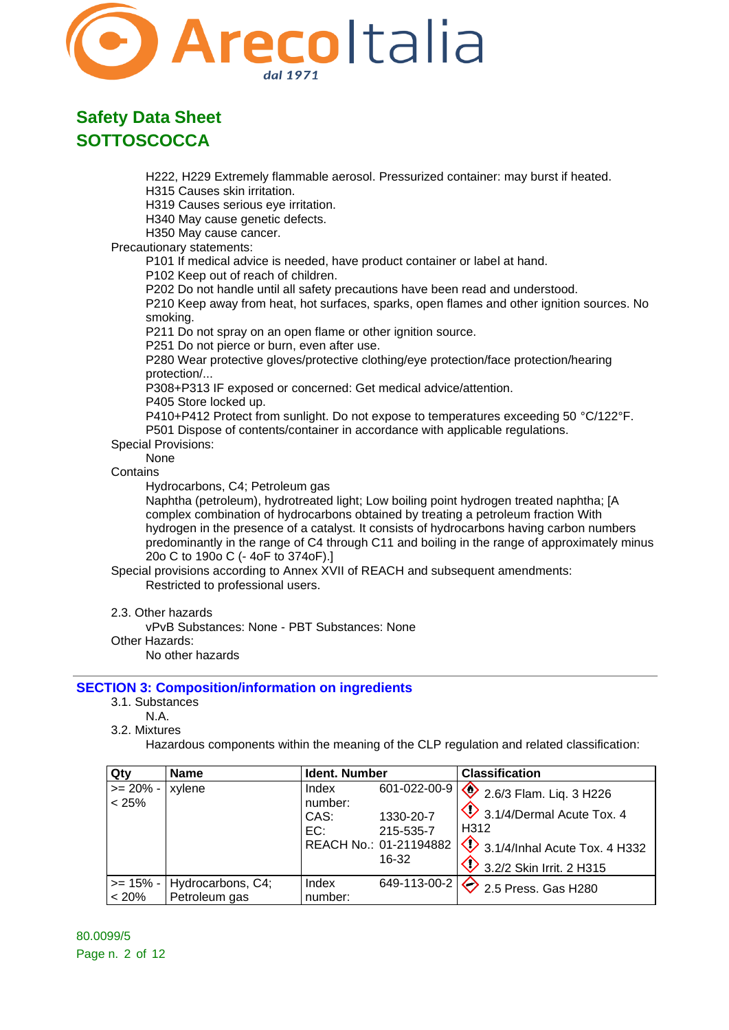H222, H229 Extremely flammable aerosol. Pressurized container: may burst if heated.
H315 Causes skin irritation.
H319 Causes serious eye irritation.
H340 May cause genetic defects.
H350 May cause cancer.

Precautionary statements:

P101 If medical advice is needed, have product container or label at hand.
P102 Keep out of reach of children.
P202 Do not handle until all safety precautions have been read and understood.
P210 Keep away from heat, hot surfaces, sparks, open flames and other ignition sources. No smoking.
P211 Do not spray on an open flame or other ignition source.
P251 Do not pierce or burn, even after use.
P280 Wear protective gloves/protective clothing/eye protection/face protection/hearing protection/...
P308+P313 IF exposed or concerned: Get medical advice/attention.
P405 Store locked up.
P410+P412 Protect from sunlight. Do not expose to temperatures exceeding 50 °C/122°F.
P501 Dispose of contents/container in accordance with applicable regulations.

Special Provisions:

None

Contains

Hydrocarbons, C4; Petroleum gas
Naphtha (petroleum), hydrotreated light; Low boiling point hydrogen treated naphtha; [A complex combination of hydrocarbons obtained by treating a petroleum fraction With hydrogen in the presence of a catalyst. It consists of hydrocarbons having carbon numbers predominantly in the range of C4 through C11 and boiling in the range of approximately minus 20o C to 190o C (- 4oF to 374oF).]

Special provisions according to Annex XVII of REACH and subsequent amendments:

Restricted to professional users.

2.3. Other hazards

vPvB Substances: None - PBT Substances: None

Other Hazards:

No other hazards

## SECTION 3: Composition/information on ingredients

3.1. Substances

N.A.

3.2. Mixtures

Hazardous components within the meaning of the CLP regulation and related classification:

| Qty | Name | Ident. Number | | Classification |
|---|---|---|---|---|
| >= 20% - < 25% | xylene | Index number: | 601-022-00-9 | 2.6/3 Flam. Liq. 3 H226 |
| | | CAS: | 1330-20-7 | 3.1/4/Dermal Acute Tox. 4 H312 |
| | | EC: | 215-535-7 | 3.1/4/Inhal Acute Tox. 4 H332 |
| | | REACH No.: | 01-2119488216-32 | 3.2/2 Skin Irrit. 2 H315 |
| >= 15% - < 20% | Hydrocarbons, C4; Petroleum gas | Index number: | 649-113-00-2 | 2.5 Press. Gas H280 |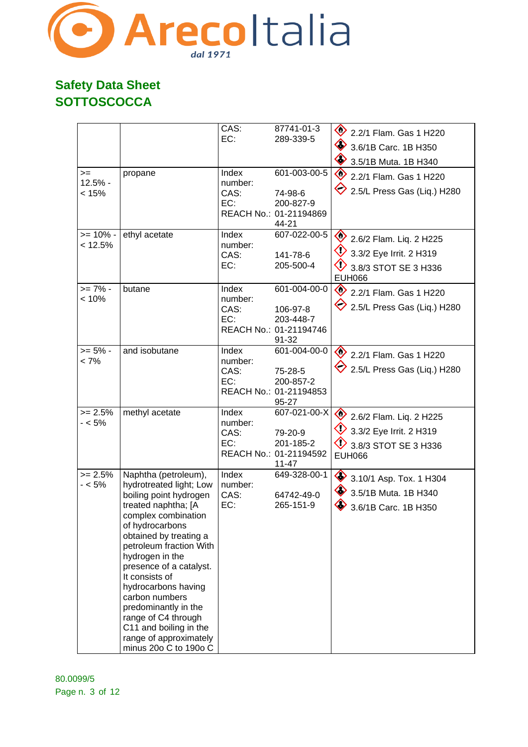# Safety Data Sheet
# SOTTOSCOCCA

| | | | | |
|---|---|---|---|---|
| | | CAS:<br>EC: | 87741-01-3<br>289-339-5 | 2.2/1 Flam. Gas 1 H220<br>3.6/1B Carc. 1B H350<br>3.5/1B Muta. 1B H340 |
| >= 12.5% - < 15% | propane | Index number:<br>CAS:<br>EC:<br>REACH No.: | 601-003-00-5<br>74-98-6<br>200-827-9<br>01-2119486944-21 | 2.2/1 Flam. Gas 1 H220<br>2.5/L Press Gas (Liq.) H280 |
| >= 10% - < 12.5% | ethyl acetate | Index number:<br>CAS:<br>EC: | 607-022-00-5<br>141-78-6<br>205-500-4 | 2.6/2 Flam. Liq. 2 H225<br>3.3/2 Eye Irrit. 2 H319<br>3.8/3 STOT SE 3 H336<br>EUH066 |
| >= 7% - < 10% | butane | Index number:<br>CAS:<br>EC:<br>REACH No.: | 601-004-00-0<br>106-97-8<br>203-448-7<br>01-2119474691-32 | 2.2/1 Flam. Gas 1 H220<br>2.5/L Press Gas (Liq.) H280 |
| >= 5% - < 7% | and isobutane | Index number:<br>CAS:<br>EC:<br>REACH No.: | 601-004-00-0<br>75-28-5<br>200-857-2<br>01-2119485395-27 | 2.2/1 Flam. Gas 1 H220<br>2.5/L Press Gas (Liq.) H280 |
| >= 2.5% - < 5% | methyl acetate | Index number:<br>CAS:<br>EC:<br>REACH No.: | 607-021-00-X<br>79-20-9<br>201-185-2<br>01-2119459211-47 | 2.6/2 Flam. Liq. 2 H225<br>3.3/2 Eye Irrit. 2 H319<br>3.8/3 STOT SE 3 H336<br>EUH066 |
| >= 2.5% - < 5% | Naphtha (petroleum), hydrotreated light; Low boiling point hydrogen treated naphtha; [A complex combination of hydrocarbons obtained by treating a petroleum fraction With hydrogen in the presence of a catalyst. It consists of hydrocarbons having carbon numbers predominantly in the range of C4 through C11 and boiling in the range of approximately minus 20o C to 190o C | Index number:<br>CAS:<br>EC: | 649-328-00-1<br>64742-49-0<br>265-151-9 | 3.10/1 Asp. Tox. 1 H304<br>3.5/1B Muta. 1B H340<br>3.6/1B Carc. 1B H350 |

80.0099/5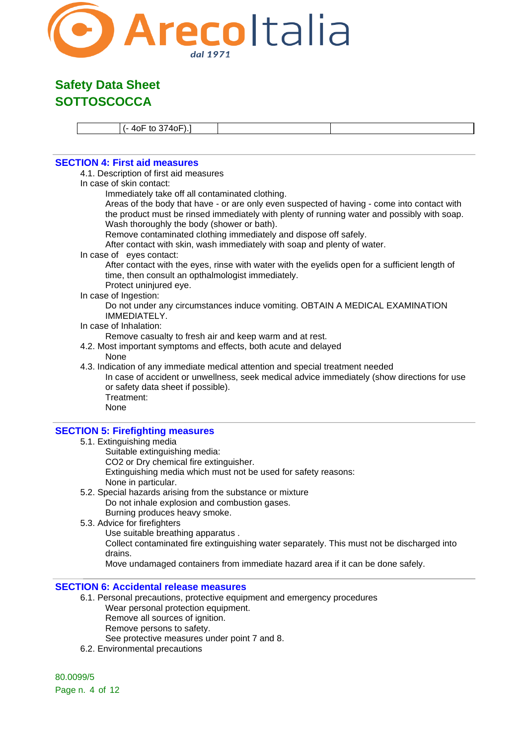| | (- 4oF to 374oF).] | | |
|---|---|---|---|

## SECTION 4: First aid measures

4.1. Description of first aid measures

In case of skin contact:

Immediately take off all contaminated clothing.

Areas of the body that have - or are only even suspected of having - come into contact with the product must be rinsed immediately with plenty of running water and possibly with soap.

Wash thoroughly the body (shower or bath).

Remove contaminated clothing immediately and dispose off safely.

After contact with skin, wash immediately with soap and plenty of water.

In case of eyes contact:

After contact with the eyes, rinse with water with the eyelids open for a sufficient length of time, then consult an opthalmologist immediately.

Protect uninjured eye.

In case of Ingestion:

Do not under any circumstances induce vomiting. OBTAIN A MEDICAL EXAMINATION IMMEDIATELY.

In case of Inhalation:

Remove casualty to fresh air and keep warm and at rest.

4.2. Most important symptoms and effects, both acute and delayed

None

4.3. Indication of any immediate medical attention and special treatment needed

In case of accident or unwellness, seek medical advice immediately (show directions for use or safety data sheet if possible).

Treatment:

None

## SECTION 5: Firefighting measures

5.1. Extinguishing media

Suitable extinguishing media:

$CO_2$ or Dry chemical fire extinguisher.

Extinguishing media which must not be used for safety reasons:

None in particular.

5.2. Special hazards arising from the substance or mixture

Do not inhale explosion and combustion gases.

Burning produces heavy smoke.

5.3. Advice for firefighters

Use suitable breathing apparatus .

Collect contaminated fire extinguishing water separately. This must not be discharged into drains.

Move undamaged containers from immediate hazard area if it can be done safely.

## SECTION 6: Accidental release measures

6.1. Personal precautions, protective equipment and emergency procedures

Wear personal protection equipment.

Remove all sources of ignition.

Remove persons to safety.

See protective measures under point 7 and 8.

6.2. Environmental precautions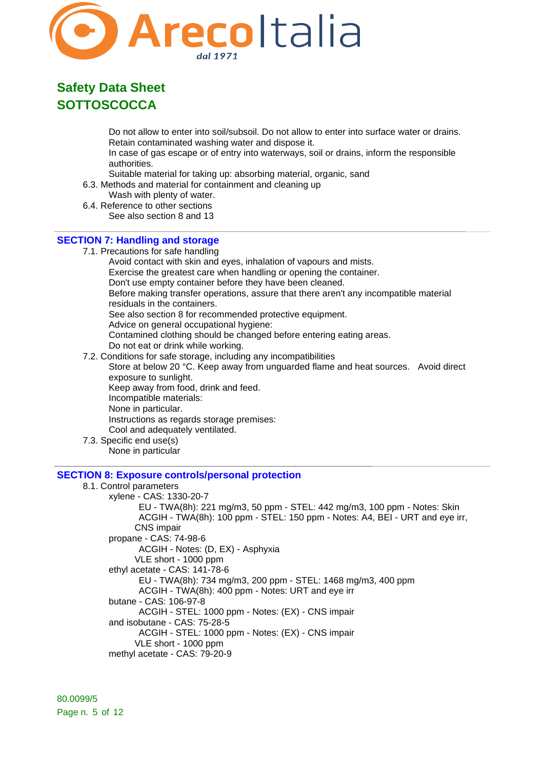Do not allow to enter into soil/subsoil. Do not allow to enter into surface water or drains.
Retain contaminated washing water and dispose it.
In case of gas escape or of entry into waterways, soil or drains, inform the responsible authorities.
Suitable material for taking up: absorbing material, organic, sand

6.3. Methods and material for containment and cleaning up
Wash with plenty of water.

6.4. Reference to other sections
See also section 8 and 13

## SECTION 7: Handling and storage

7.1. Precautions for safe handling
Avoid contact with skin and eyes, inhalation of vapours and mists.
Exercise the greatest care when handling or opening the container.
Don't use empty container before they have been cleaned.
Before making transfer operations, assure that there aren't any incompatible material residuals in the containers.
See also section 8 for recommended protective equipment.
Advice on general occupational hygiene:
Contamined clothing should be changed before entering eating areas.
Do not eat or drink while working.

7.2. Conditions for safe storage, including any incompatibilities
Store at below 20 °C. Keep away from unguarded flame and heat sources. Avoid direct exposure to sunlight.
Keep away from food, drink and feed.
Incompatible materials:
None in particular.
Instructions as regards storage premises:
Cool and adequately ventilated.

7.3. Specific end use(s)
None in particular

## SECTION 8: Exposure controls/personal protection

8.1. Control parameters

xylene - CAS: 1330-20-7
- EU - TWA(8h): 221 mg/m3, 50 ppm - STEL: 442 mg/m3, 100 ppm - Notes: Skin
- ACGIH - TWA(8h): 100 ppm - STEL: 150 ppm - Notes: A4, BEI - URT and eye irr, CNS impair

propane - CAS: 74-98-6
- ACGIH - Notes: (D, EX) - Asphyxia
- VLE short - 1000 ppm

ethyl acetate - CAS: 141-78-6
- EU - TWA(8h): 734 mg/m3, 200 ppm - STEL: 1468 mg/m3, 400 ppm
- ACGIH - TWA(8h): 400 ppm - Notes: URT and eye irr

butane - CAS: 106-97-8
- ACGIH - STEL: 1000 ppm - Notes: (EX) - CNS impair

and isobutane - CAS: 75-28-5
- ACGIH - STEL: 1000 ppm - Notes: (EX) - CNS impair
- VLE short - 1000 ppm

methyl acetate - CAS: 79-20-9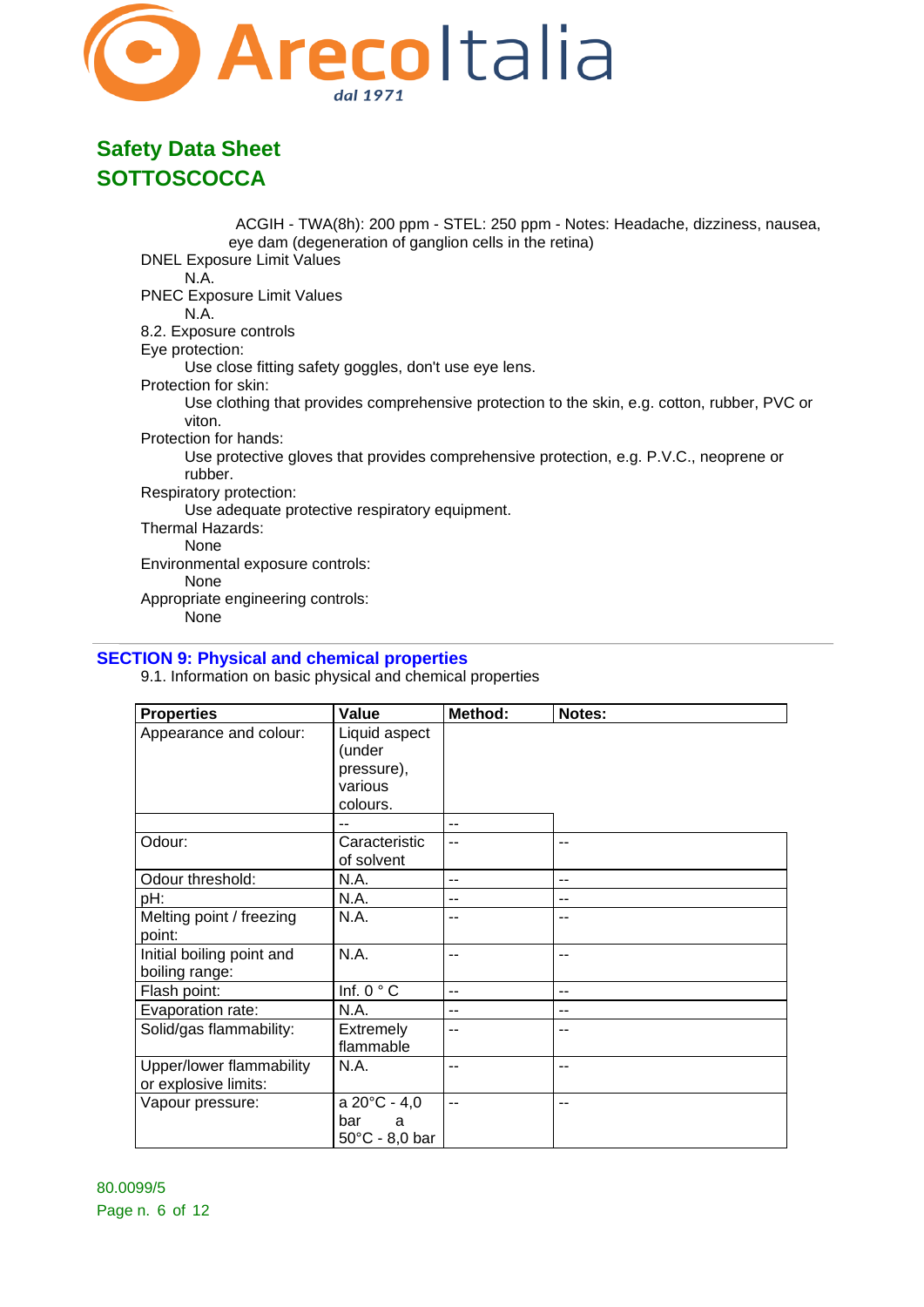ACGIH - TWA(8h): 200 ppm - STEL: 250 ppm - Notes: Headache, dizziness, nausea, eye dam (degeneration of ganglion cells in the retina)

DNEL Exposure Limit Values

N.A.

PNEC Exposure Limit Values

N.A.

8.2. Exposure controls

Eye protection:

Use close fitting safety goggles, don't use eye lens.

Protection for skin:

Use clothing that provides comprehensive protection to the skin, e.g. cotton, rubber, PVC or viton.

Protection for hands:

Use protective gloves that provides comprehensive protection, e.g. P.V.C., neoprene or rubber.

Respiratory protection:

Use adequate protective respiratory equipment.

Thermal Hazards:

None

Environmental exposure controls:

None

Appropriate engineering controls:

None

## SECTION 9: Physical and chemical properties

9.1. Information on basic physical and chemical properties

| Properties | Value | Method: | Notes: |
|---|---|---|---|
| Appearance and colour: | Liquid aspect (under pressure), various colours. | | |
| | -- | -- | |
| Odour: | Caracteristic of solvent | -- | -- |
| Odour threshold: | N.A. | -- | -- |
| pH: | N.A. | -- | -- |
| Melting point / freezing point: | N.A. | -- | -- |
| Initial boiling point and boiling range: | N.A. | -- | -- |
| Flash point: | Inf. 0 ° C | -- | -- |
| Evaporation rate: | N.A. | -- | -- |
| Solid/gas flammability: | Extremely flammable | -- | -- |
| Upper/lower flammability or explosive limits: | N.A. | -- | -- |
| Vapour pressure: | a 20°C - 4,0 bar a 50°C - 8,0 bar | -- | -- |

80.0099/5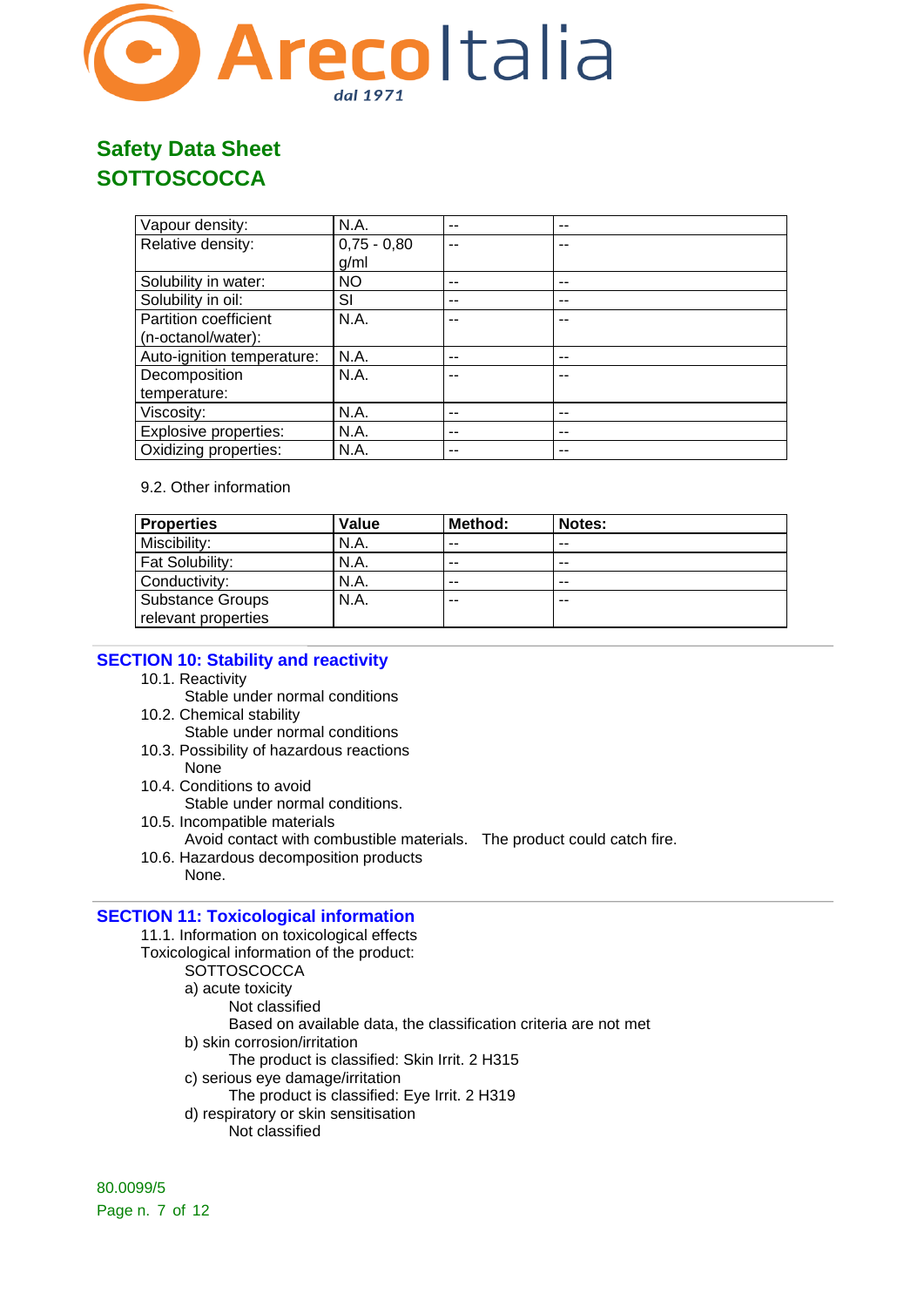| Vapour density: | N.A. | -- | -- |
|---|---|---|---|
| Relative density: | 0,75 - 0,80 g/ml | -- | -- |
| Solubility in water: | NO | -- | -- |
| Solubility in oil: | SI | -- | -- |
| Partition coefficient (n-octanol/water): | N.A. | -- | -- |
| Auto-ignition temperature: | N.A. | -- | -- |
| Decomposition temperature: | N.A. | -- | -- |
| Viscosity: | N.A. | -- | -- |
| Explosive properties: | N.A. | -- | -- |
| Oxidizing properties: | N.A. | -- | -- |

9.2. Other information

| Properties | Value | Method: | Notes: |
|---|---|---|---|
| Miscibility: | N.A. | -- | -- |
| Fat Solubility: | N.A. | -- | -- |
| Conductivity: | N.A. | -- | -- |
| Substance Groups relevant properties | N.A. | -- | -- |

## SECTION 10: Stability and reactivity

10.1. Reactivity
  Stable under normal conditions
10.2. Chemical stability
  Stable under normal conditions
10.3. Possibility of hazardous reactions
  None
10.4. Conditions to avoid
  Stable under normal conditions.
10.5. Incompatible materials
  Avoid contact with combustible materials. The product could catch fire.
10.6. Hazardous decomposition products
  None.

## SECTION 11: Toxicological information

11.1. Information on toxicological effects
Toxicological information of the product:
  SOTTOSCOCCA
  a) acute toxicity
    Not classified
    Based on available data, the classification criteria are not met
  b) skin corrosion/irritation
    The product is classified: Skin Irrit. 2 H315
  c) serious eye damage/irritation
    The product is classified: Eye Irrit. 2 H319
  d) respiratory or skin sensitisation
    Not classified

80.0099/5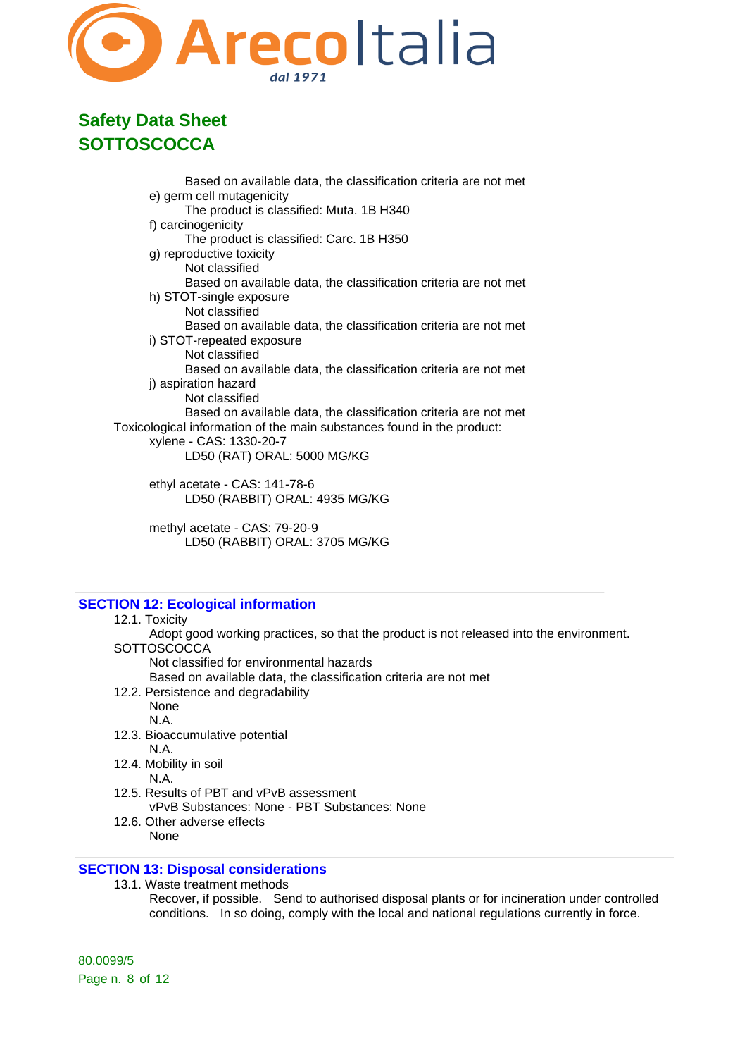Based on available data, the classification criteria are not met

e) germ cell mutagenicity

The product is classified: Muta. 1B H340

f) carcinogenicity

The product is classified: Carc. 1B H350

g) reproductive toxicity

Not classified

Based on available data, the classification criteria are not met

h) STOT-single exposure

Not classified

Based on available data, the classification criteria are not met

i) STOT-repeated exposure

Not classified

Based on available data, the classification criteria are not met

j) aspiration hazard

Not classified

Based on available data, the classification criteria are not met

Toxicological information of the main substances found in the product:

xylene - CAS: 1330-20-7

LD50 (RAT) ORAL: 5000 MG/KG

ethyl acetate - CAS: 141-78-6

LD50 (RABBIT) ORAL: 4935 MG/KG

methyl acetate - CAS: 79-20-9

LD50 (RABBIT) ORAL: 3705 MG/KG

## SECTION 12: Ecological information

12.1. Toxicity

Adopt good working practices, so that the product is not released into the environment.

SOTTOSCOCCA

Not classified for environmental hazards

Based on available data, the classification criteria are not met

12.2. Persistence and degradability

None

N.A.

12.3. Bioaccumulative potential

N.A.

12.4. Mobility in soil

N.A.

12.5. Results of PBT and vPvB assessment

vPvB Substances: None - PBT Substances: None

12.6. Other adverse effects

None

## SECTION 13: Disposal considerations

13.1. Waste treatment methods

Recover, if possible. Send to authorised disposal plants or for incineration under controlled conditions. In so doing, comply with the local and national regulations currently in force.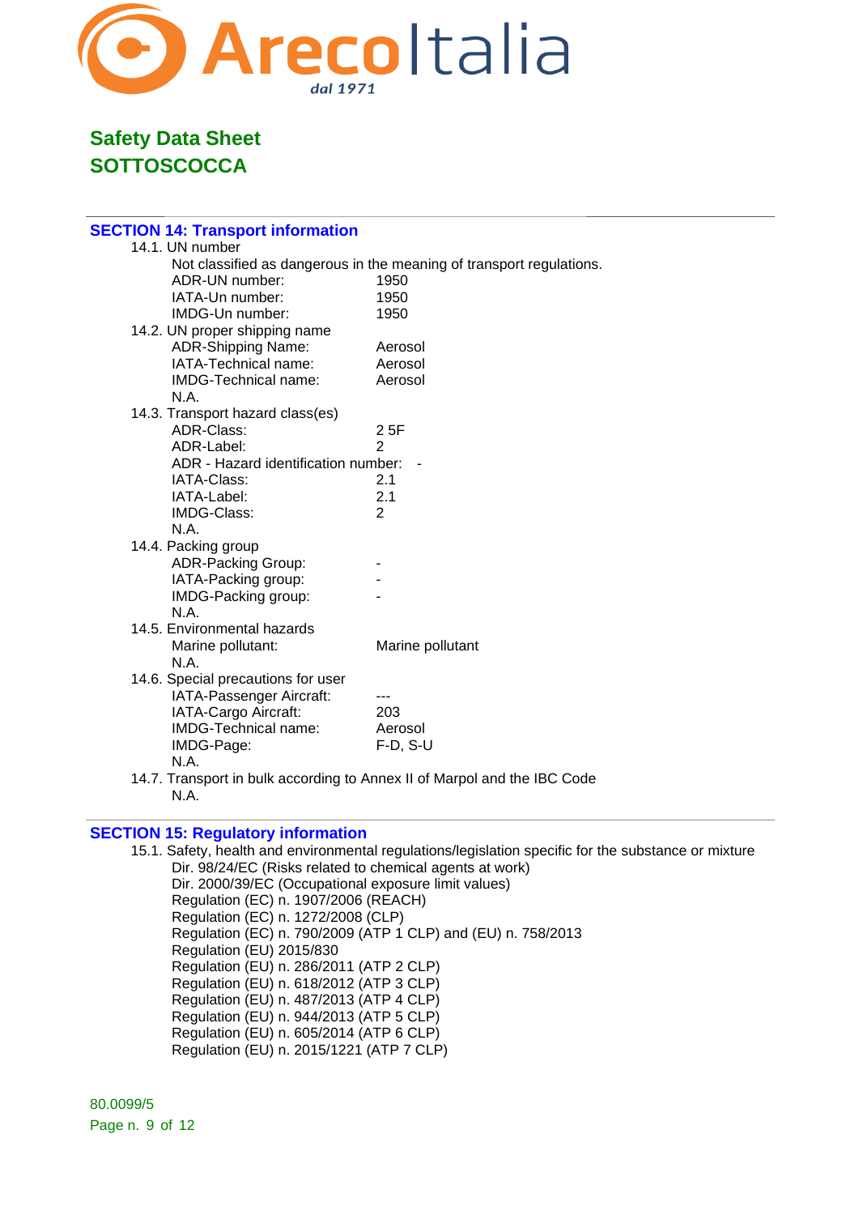## SECTION 14: Transport information

14.1. UN number

Not classified as dangerous in the meaning of transport regulations.

| | |
|---|---|
| ADR-UN number: | 1950 |
| IATA-Un number: | 1950 |
| IMDG-Un number: | 1950 |

14.2. UN proper shipping name

| | |
|---|---|
| ADR-Shipping Name: | Aerosol |
| IATA-Technical name: | Aerosol |
| IMDG-Technical name: | Aerosol |

N.A.

14.3. Transport hazard class(es)

| | |
|---|---|
| ADR-Class: | 2 5F |
| ADR-Label: | 2 |
| ADR - Hazard identification number: | - |
| IATA-Class: | 2.1 |
| IATA-Label: | 2.1 |
| IMDG-Class: | 2 |

N.A.

14.4. Packing group

| | |
|---|---|
| ADR-Packing Group: | - |
| IATA-Packing group: | - |
| IMDG-Packing group: | - |

N.A.

14.5. Environmental hazards

| | |
|---|---|
| Marine pollutant: | Marine pollutant |

N.A.

14.6. Special precautions for user

| | |
|---|---|
| IATA-Passenger Aircraft: | --- |
| IATA-Cargo Aircraft: | 203 |
| IMDG-Technical name: | Aerosol |
| IMDG-Page: | F-D, S-U |

N.A.

14.7. Transport in bulk according to Annex II of Marpol and the IBC Code

N.A.

## SECTION 15: Regulatory information

15.1. Safety, health and environmental regulations/legislation specific for the substance or mixture

Dir. 98/24/EC (Risks related to chemical agents at work)
Dir. 2000/39/EC (Occupational exposure limit values)
Regulation (EC) n. 1907/2006 (REACH)
Regulation (EC) n. 1272/2008 (CLP)
Regulation (EC) n. 790/2009 (ATP 1 CLP) and (EU) n. 758/2013
Regulation (EU) 2015/830
Regulation (EU) n. 286/2011 (ATP 2 CLP)
Regulation (EU) n. 618/2012 (ATP 3 CLP)
Regulation (EU) n. 487/2013 (ATP 4 CLP)
Regulation (EU) n. 944/2013 (ATP 5 CLP)
Regulation (EU) n. 605/2014 (ATP 6 CLP)
Regulation (EU) n. 2015/1221 (ATP 7 CLP)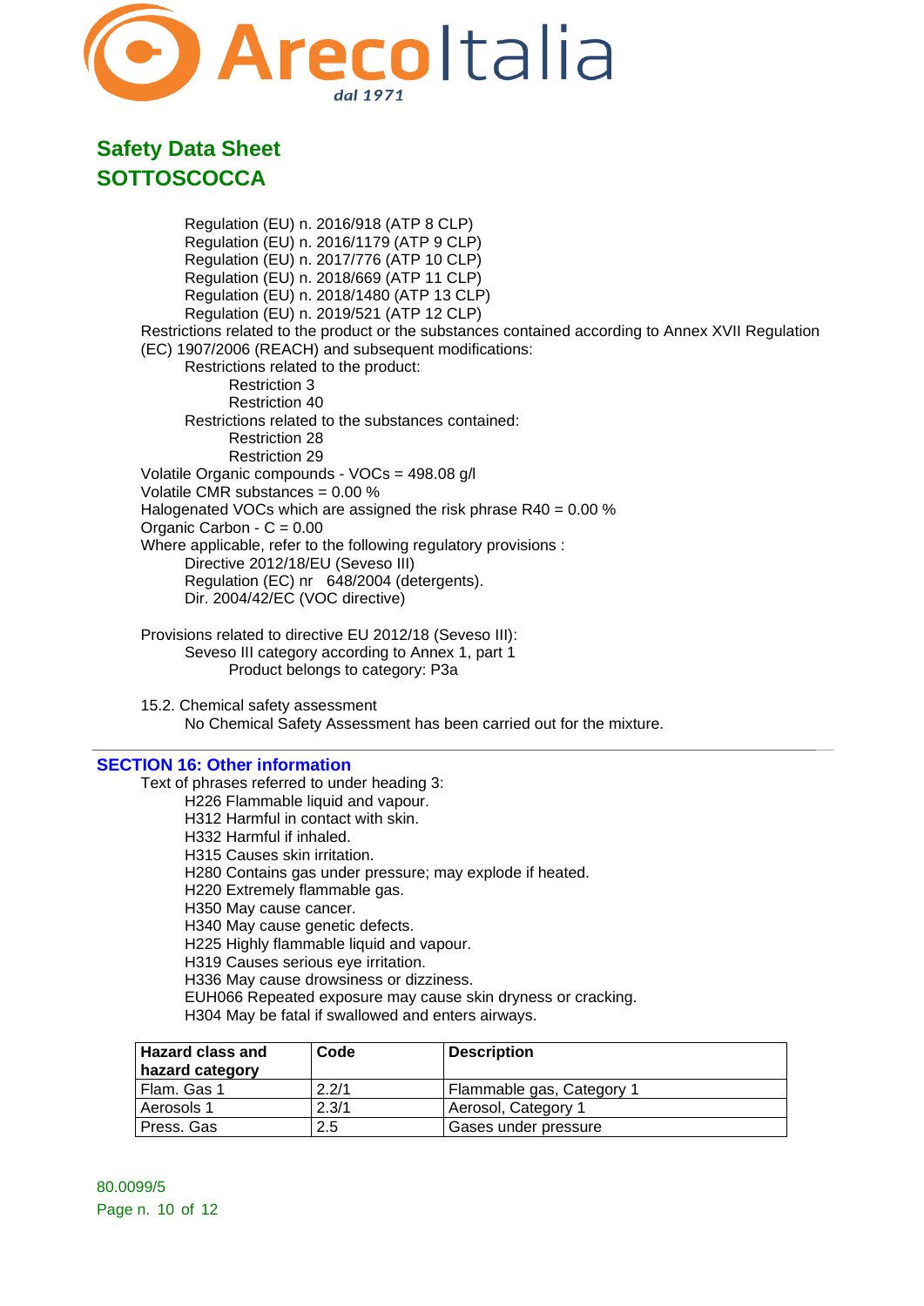Regulation (EU) n. 2016/918 (ATP 8 CLP)
Regulation (EU) n. 2016/1179 (ATP 9 CLP)
Regulation (EU) n. 2017/776 (ATP 10 CLP)
Regulation (EU) n. 2018/669 (ATP 11 CLP)
Regulation (EU) n. 2018/1480 (ATP 13 CLP)
Regulation (EU) n. 2019/521 (ATP 12 CLP)

Restrictions related to the product or the substances contained according to Annex XVII Regulation (EC) 1907/2006 (REACH) and subsequent modifications:

- Restrictions related to the product:
  - Restriction 3
  - Restriction 40
- Restrictions related to the substances contained:
  - Restriction 28
  - Restriction 29

Volatile Organic compounds - VOCs = 498.08 g/l
Volatile CMR substances = 0.00 %
Halogenated VOCs which are assigned the risk phrase R40 = 0.00 %
Organic Carbon - C = 0.00

Where applicable, refer to the following regulatory provisions :

- Directive 2012/18/EU (Seveso III)
- Regulation (EC) nr 648/2004 (detergents).
- Dir. 2004/42/EC (VOC directive)

Provisions related to directive EU 2012/18 (Seveso III):

- Seveso III category according to Annex 1, part 1
  - Product belongs to category: P3a

15.2. Chemical safety assessment

No Chemical Safety Assessment has been carried out for the mixture.

## SECTION 16: Other information

Text of phrases referred to under heading 3:

- H226 Flammable liquid and vapour.
- H312 Harmful in contact with skin.
- H332 Harmful if inhaled.
- H315 Causes skin irritation.
- H280 Contains gas under pressure; may explode if heated.
- H220 Extremely flammable gas.
- H350 May cause cancer.
- H340 May cause genetic defects.
- H225 Highly flammable liquid and vapour.
- H319 Causes serious eye irritation.
- H336 May cause drowsiness or dizziness.
- EUH066 Repeated exposure may cause skin dryness or cracking.
- H304 May be fatal if swallowed and enters airways.

| Hazard class and hazard category | Code | Description |
|---|---|---|
| Flam. Gas 1 | 2.2/1 | Flammable gas, Category 1 |
| Aerosols 1 | 2.3/1 | Aerosol, Category 1 |
| Press. Gas | 2.5 | Gases under pressure |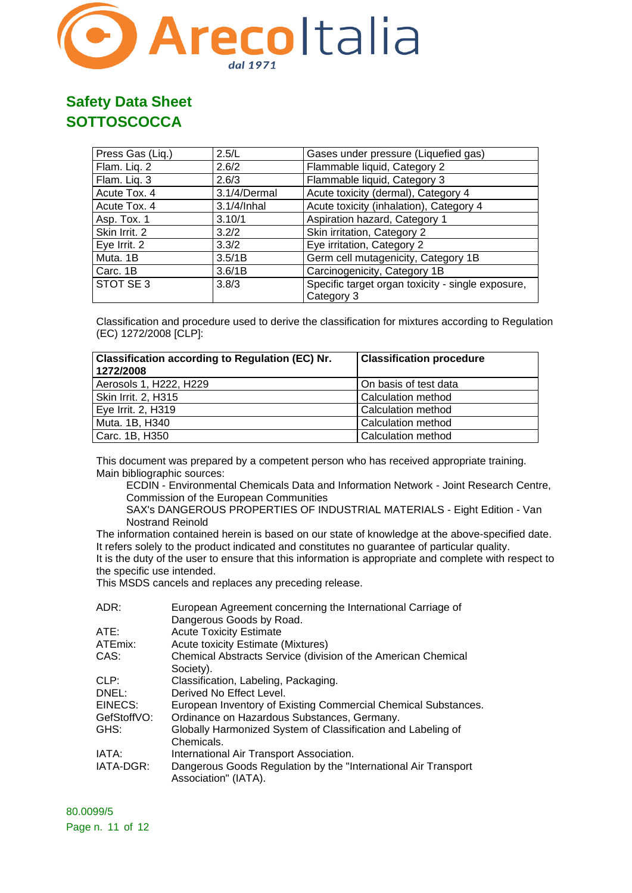## Safety Data Sheet
## SOTTOSCOCCA

| | | |
|---|---|---|
| Press Gas (Liq.) | 2.5/L | Gases under pressure (Liquefied gas) |
| Flam. Liq. 2 | 2.6/2 | Flammable liquid, Category 2 |
| Flam. Liq. 3 | 2.6/3 | Flammable liquid, Category 3 |
| Acute Tox. 4 | 3.1/4/Dermal | Acute toxicity (dermal), Category 4 |
| Acute Tox. 4 | 3.1/4/Inhal | Acute toxicity (inhalation), Category 4 |
| Asp. Tox. 1 | 3.10/1 | Aspiration hazard, Category 1 |
| Skin Irrit. 2 | 3.2/2 | Skin irritation, Category 2 |
| Eye Irrit. 2 | 3.3/2 | Eye irritation, Category 2 |
| Muta. 1B | 3.5/1B | Germ cell mutagenicity, Category 1B |
| Carc. 1B | 3.6/1B | Carcinogenicity, Category 1B |
| STOT SE 3 | 3.8/3 | Specific target organ toxicity - single exposure, Category 3 |

Classification and procedure used to derive the classification for mixtures according to Regulation (EC) 1272/2008 [CLP]:

| Classification according to Regulation (EC) Nr. 1272/2008 | Classification procedure |
|---|---|
| Aerosols 1, H222, H229 | On basis of test data |
| Skin Irrit. 2, H315 | Calculation method |
| Eye Irrit. 2, H319 | Calculation method |
| Muta. 1B, H340 | Calculation method |
| Carc. 1B, H350 | Calculation method |

This document was prepared by a competent person who has received appropriate training.
Main bibliographic sources:

ECDIN - Environmental Chemicals Data and Information Network - Joint Research Centre, Commission of the European Communities

SAX's DANGEROUS PROPERTIES OF INDUSTRIAL MATERIALS - Eight Edition - Van Nostrand Reinold

The information contained herein is based on our state of knowledge at the above-specified date. It refers solely to the product indicated and constitutes no guarantee of particular quality.
It is the duty of the user to ensure that this information is appropriate and complete with respect to the specific use intended.
This MSDS cancels and replaces any preceding release.

| | |
|---|---|
| ADR: | European Agreement concerning the International Carriage of Dangerous Goods by Road. |
| ATE: | Acute Toxicity Estimate |
| ATEmix: | Acute toxicity Estimate (Mixtures) |
| CAS: | Chemical Abstracts Service (division of the American Chemical Society). |
| CLP: | Classification, Labeling, Packaging. |
| DNEL: | Derived No Effect Level. |
| EINECS: | European Inventory of Existing Commercial Chemical Substances. |
| GefStoffVO: | Ordinance on Hazardous Substances, Germany. |
| GHS: | Globally Harmonized System of Classification and Labeling of Chemicals. |
| IATA: | International Air Transport Association. |
| IATA-DGR: | Dangerous Goods Regulation by the "International Air Transport Association" (IATA). |

80.0099/5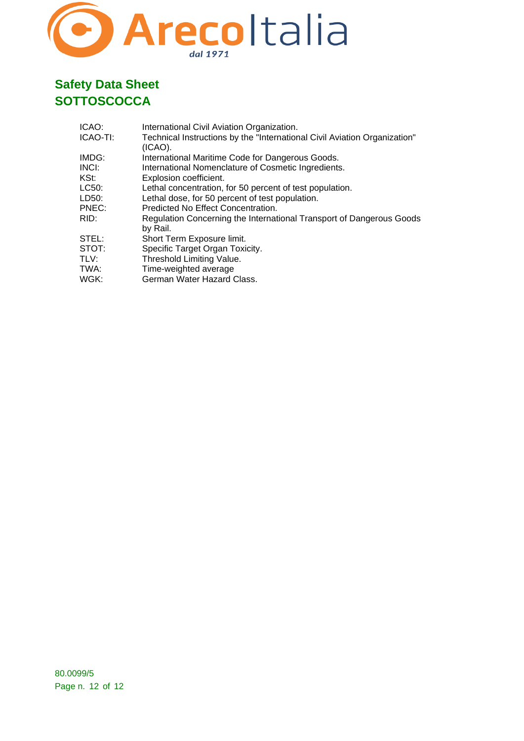# Safety Data Sheet
# SOTTOSCOCCA

| | |
|---|---|
| ICAO: | International Civil Aviation Organization. |
| ICAO-TI: | Technical Instructions by the "International Civil Aviation Organization" (ICAO). |
| IMDG: | International Maritime Code for Dangerous Goods. |
| INCI: | International Nomenclature of Cosmetic Ingredients. |
| KSt: | Explosion coefficient. |
| LC50: | Lethal concentration, for 50 percent of test population. |
| LD50: | Lethal dose, for 50 percent of test population. |
| PNEC: | Predicted No Effect Concentration. |
| RID: | Regulation Concerning the International Transport of Dangerous Goods by Rail. |
| STEL: | Short Term Exposure limit. |
| STOT: | Specific Target Organ Toxicity. |
| TLV: | Threshold Limiting Value. |
| TWA: | Time-weighted average |
| WGK: | German Water Hazard Class. |

80.0099/5